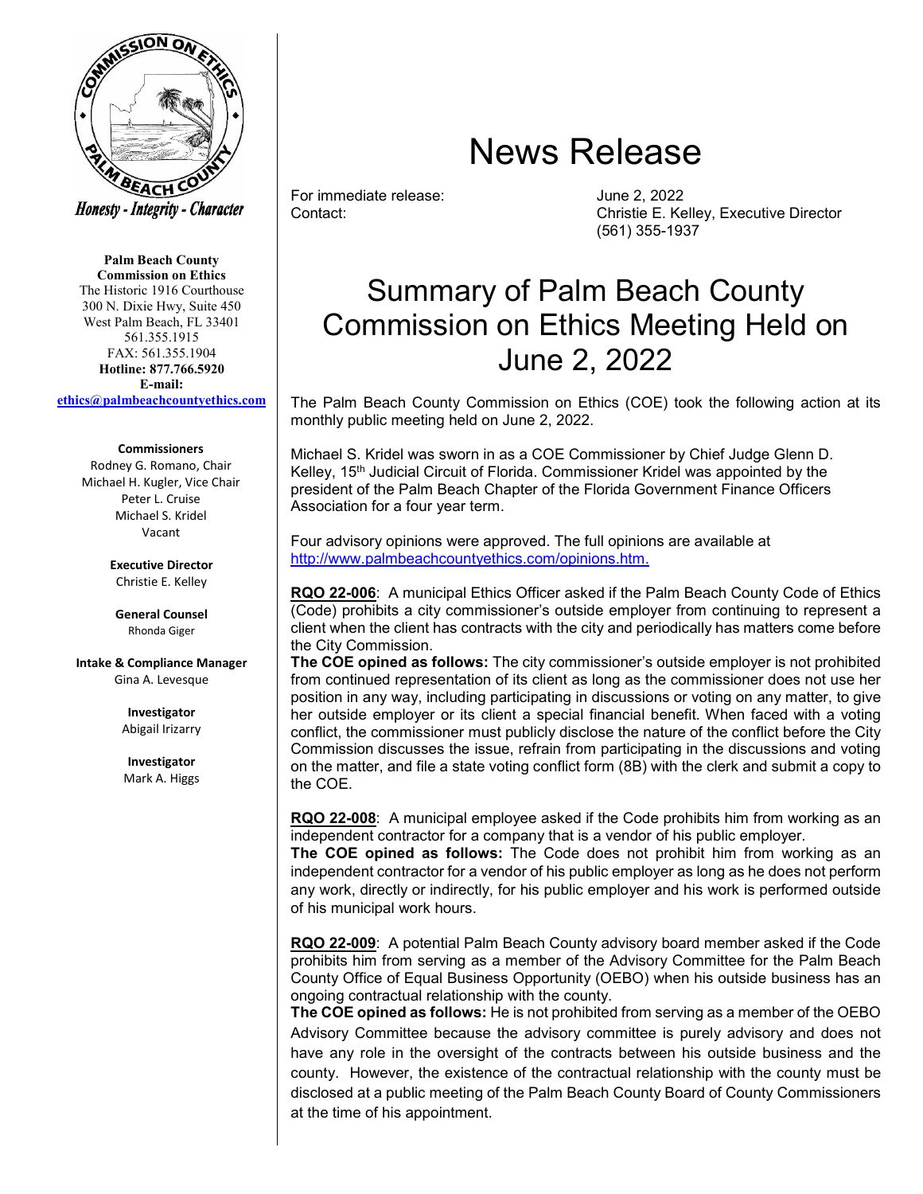Honesty - Integrity - Character

**Palm Beach County Commission on Ethics**
The Historic 1916 Courthouse
300 N. Dixie Hwy, Suite 450
West Palm Beach, FL 33401
561.355.1915
FAX: 561.355.1904
**Hotline: 877.766.5920**
**E-mail:**
**ethics@palmbeachcountyethics.com**

**Commissioners**
Rodney G. Romano, Chair
Michael H. Kugler, Vice Chair
Peter L. Cruise
Michael S. Kridel
Vacant

**Executive Director**
Christie E. Kelley

**General Counsel**
Rhonda Giger

**Intake & Compliance Manager**
Gina A. Levesque

**Investigator**
Abigail Irizarry

**Investigator**
Mark A. Higgs

# News Release

For immediate release: June 2, 2022
Contact: Christie E. Kelley, Executive Director
(561) 355-1937

# Summary of Palm Beach County Commission on Ethics Meeting Held on June 2, 2022

The Palm Beach County Commission on Ethics (COE) took the following action at its monthly public meeting held on June 2, 2022.

Michael S. Kridel was sworn in as a COE Commissioner by Chief Judge Glenn D. Kelley, 15th Judicial Circuit of Florida. Commissioner Kridel was appointed by the president of the Palm Beach Chapter of the Florida Government Finance Officers Association for a four year term.

Four advisory opinions were approved. The full opinions are available at http://www.palmbeachcountyethics.com/opinions.htm.

**RQO 22-006**: A municipal Ethics Officer asked if the Palm Beach County Code of Ethics (Code) prohibits a city commissioner's outside employer from continuing to represent a client when the client has contracts with the city and periodically has matters come before the City Commission.
**The COE opined as follows:** The city commissioner's outside employer is not prohibited from continued representation of its client as long as the commissioner does not use her position in any way, including participating in discussions or voting on any matter, to give her outside employer or its client a special financial benefit. When faced with a voting conflict, the commissioner must publicly disclose the nature of the conflict before the City Commission discusses the issue, refrain from participating in the discussions and voting on the matter, and file a state voting conflict form (8B) with the clerk and submit a copy to the COE.

**RQO 22-008**: A municipal employee asked if the Code prohibits him from working as an independent contractor for a company that is a vendor of his public employer.
**The COE opined as follows:** The Code does not prohibit him from working as an independent contractor for a vendor of his public employer as long as he does not perform any work, directly or indirectly, for his public employer and his work is performed outside of his municipal work hours.

**RQO 22-009**: A potential Palm Beach County advisory board member asked if the Code prohibits him from serving as a member of the Advisory Committee for the Palm Beach County Office of Equal Business Opportunity (OEBO) when his outside business has an ongoing contractual relationship with the county.
**The COE opined as follows:** He is not prohibited from serving as a member of the OEBO Advisory Committee because the advisory committee is purely advisory and does not have any role in the oversight of the contracts between his outside business and the county. However, the existence of the contractual relationship with the county must be disclosed at a public meeting of the Palm Beach County Board of County Commissioners at the time of his appointment.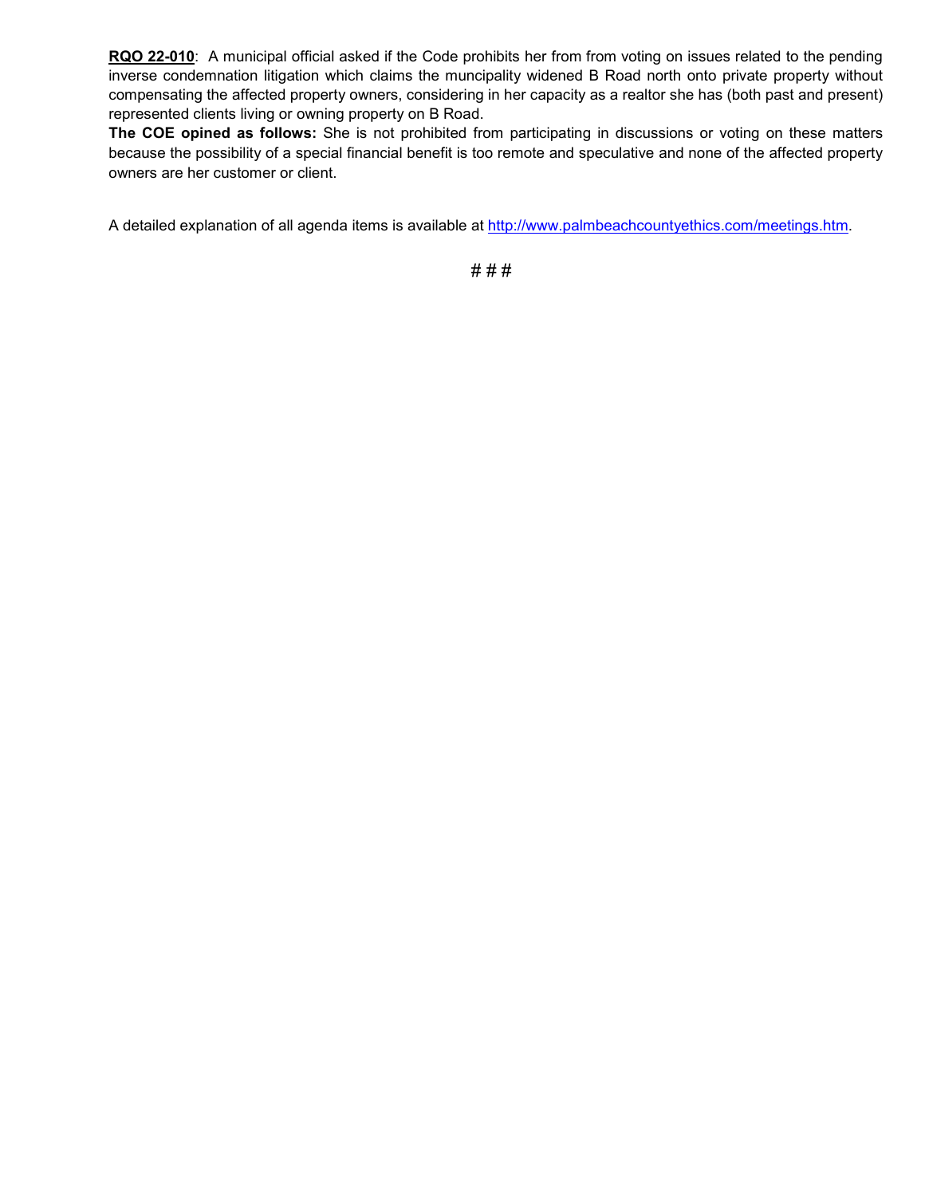**RQO 22-010**: A municipal official asked if the Code prohibits her from from voting on issues related to the pending inverse condemnation litigation which claims the muncipality widened B Road north onto private property without compensating the affected property owners, considering in her capacity as a realtor she has (both past and present) represented clients living or owning property on B Road.

**The COE opined as follows:** She is not prohibited from participating in discussions or voting on these matters because the possibility of a special financial benefit is too remote and speculative and none of the affected property owners are her customer or client.

A detailed explanation of all agenda items is available at [http://www.palmbeachcountyethics.com/meetings.htm](http://www.palmbeachcountyethics.com/meetings.htm).

# # #